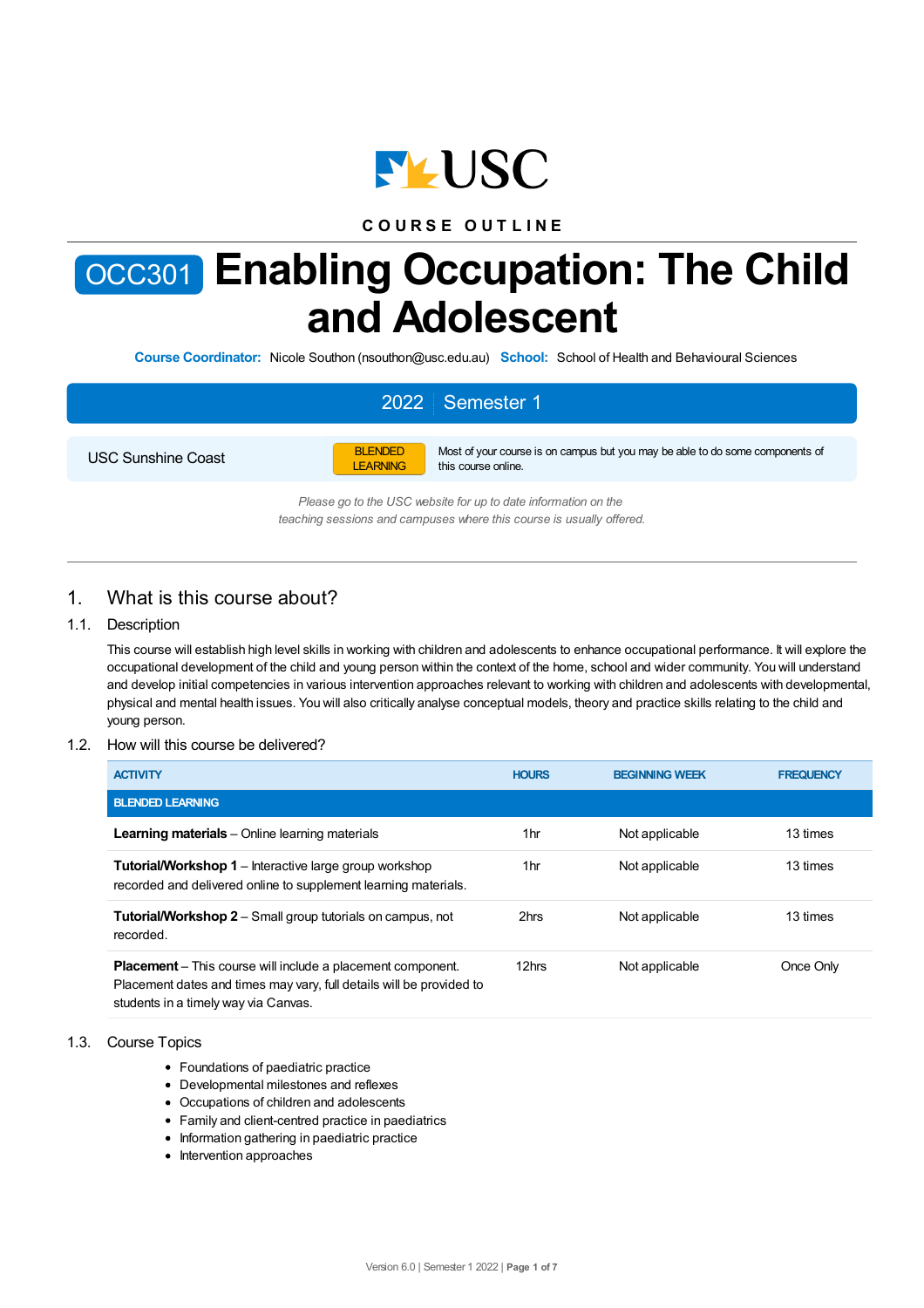COURSE OUTLINE

# OCC301 Enabling Occupation: The Child and Adolescent

**Course Coordinator:** Nicole Southon (nsouthon@usc.edu.au) **School:** School of Health and Behavioural Sciences

| 2022 | Semester 1 |
|---|---|
| USC Sunshine Coast | BLENDED LEARNING — Most of your course is on campus but you may be able to do some components of this course online. |

*Please go to the USC website for up to date information on the teaching sessions and campuses where this course is usually offered.*

## 1. What is this course about?

### 1.1. Description

This course will establish high level skills in working with children and adolescents to enhance occupational performance. It will explore the occupational development of the child and young person within the context of the home, school and wider community. You will understand and develop initial competencies in various intervention approaches relevant to working with children and adolescents with developmental, physical and mental health issues. You will also critically analyse conceptual models, theory and practice skills relating to the child and young person.

### 1.2. How will this course be delivered?

| ACTIVITY | HOURS | BEGINNING WEEK | FREQUENCY |
|---|---|---|---|
| **BLENDED LEARNING** | | | |
| **Learning materials** – Online learning materials | 1hr | Not applicable | 13 times |
| **Tutorial/Workshop 1** – Interactive large group workshop recorded and delivered online to supplement learning materials. | 1hr | Not applicable | 13 times |
| **Tutorial/Workshop 2** – Small group tutorials on campus, not recorded. | 2hrs | Not applicable | 13 times |
| **Placement** – This course will include a placement component. Placement dates and times may vary, full details will be provided to students in a timely way via Canvas. | 12hrs | Not applicable | Once Only |

### 1.3. Course Topics

- Foundations of paediatric practice
- Developmental milestones and reflexes
- Occupations of children and adolescents
- Family and client-centred practice in paediatrics
- Information gathering in paediatric practice
- Intervention approaches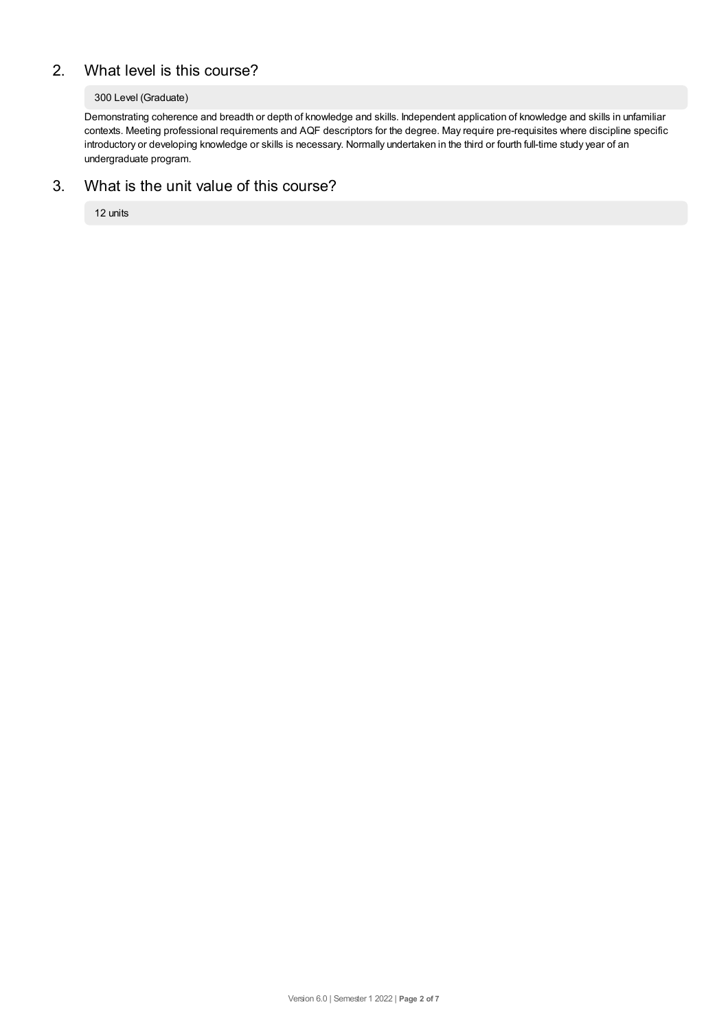## 2. What level is this course?

300 Level (Graduate)

Demonstrating coherence and breadth or depth of knowledge and skills. Independent application of knowledge and skills in unfamiliar contexts. Meeting professional requirements and AQF descriptors for the degree. May require pre-requisites where discipline specific introductory or developing knowledge or skills is necessary. Normally undertaken in the third or fourth full-time study year of an undergraduate program.

## 3. What is the unit value of this course?

12 units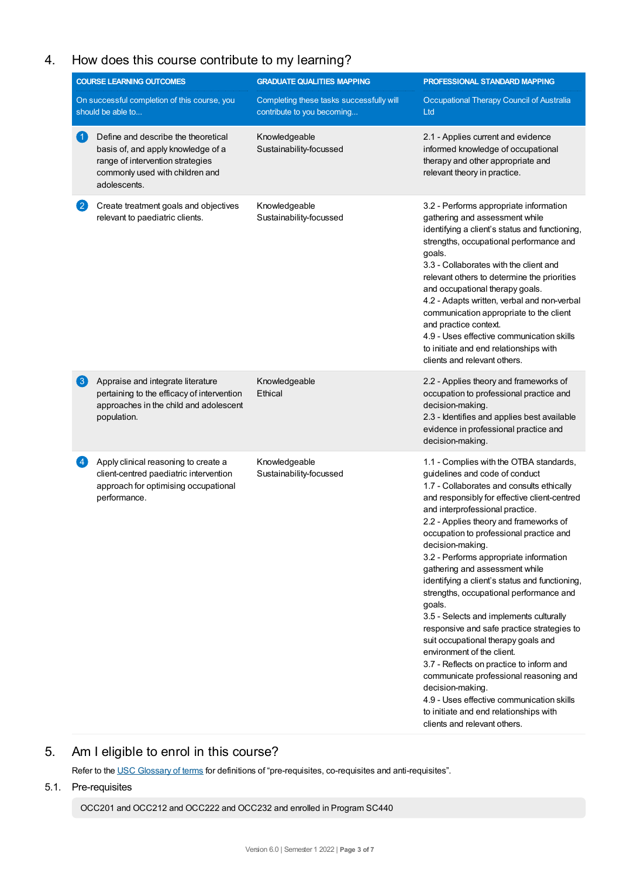## 4. How does this course contribute to my learning?

| COURSE LEARNING OUTCOMES<br>On successful completion of this course, you should be able to... | GRADUATE QUALITIES MAPPING<br>Completing these tasks successfully will contribute to you becoming... | PROFESSIONAL STANDARD MAPPING<br>Occupational Therapy Council of Australia Ltd |
|---|---|---|
| 1 Define and describe the theoretical basis of, and apply knowledge of a range of intervention strategies commonly used with children and adolescents. | Knowledgeable<br>Sustainability-focussed | 2.1 - Applies current and evidence informed knowledge of occupational therapy and other appropriate and relevant theory in practice. |
| 2 Create treatment goals and objectives relevant to paediatric clients. | Knowledgeable<br>Sustainability-focussed | 3.2 - Performs appropriate information gathering and assessment while identifying a client's status and functioning, strengths, occupational performance and goals.<br>3.3 - Collaborates with the client and relevant others to determine the priorities and occupational therapy goals.<br>4.2 - Adapts written, verbal and non-verbal communication appropriate to the client and practice context.<br>4.9 - Uses effective communication skills to initiate and end relationships with clients and relevant others. |
| 3 Appraise and integrate literature pertaining to the efficacy of intervention approaches in the child and adolescent population. | Knowledgeable<br>Ethical | 2.2 - Applies theory and frameworks of occupation to professional practice and decision-making.<br>2.3 - Identifies and applies best available evidence in professional practice and decision-making. |
| 4 Apply clinical reasoning to create a client-centred paediatric intervention approach for optimising occupational performance. | Knowledgeable<br>Sustainability-focussed | 1.1 - Complies with the OTBA standards, guidelines and code of conduct<br>1.7 - Collaborates and consults ethically and responsibly for effective client-centred and interprofessional practice.<br>2.2 - Applies theory and frameworks of occupation to professional practice and decision-making.<br>3.2 - Performs appropriate information gathering and assessment while identifying a client's status and functioning, strengths, occupational performance and goals.<br>3.5 - Selects and implements culturally responsive and safe practice strategies to suit occupational therapy goals and environment of the client.<br>3.7 - Reflects on practice to inform and communicate professional reasoning and decision-making.<br>4.9 - Uses effective communication skills to initiate and end relationships with clients and relevant others. |

## 5. Am I eligible to enrol in this course?

Refer to the USC Glossary of terms for definitions of "pre-requisites, co-requisites and anti-requisites".

### 5.1. Pre-requisites

OCC201 and OCC212 and OCC222 and OCC232 and enrolled in Program SC440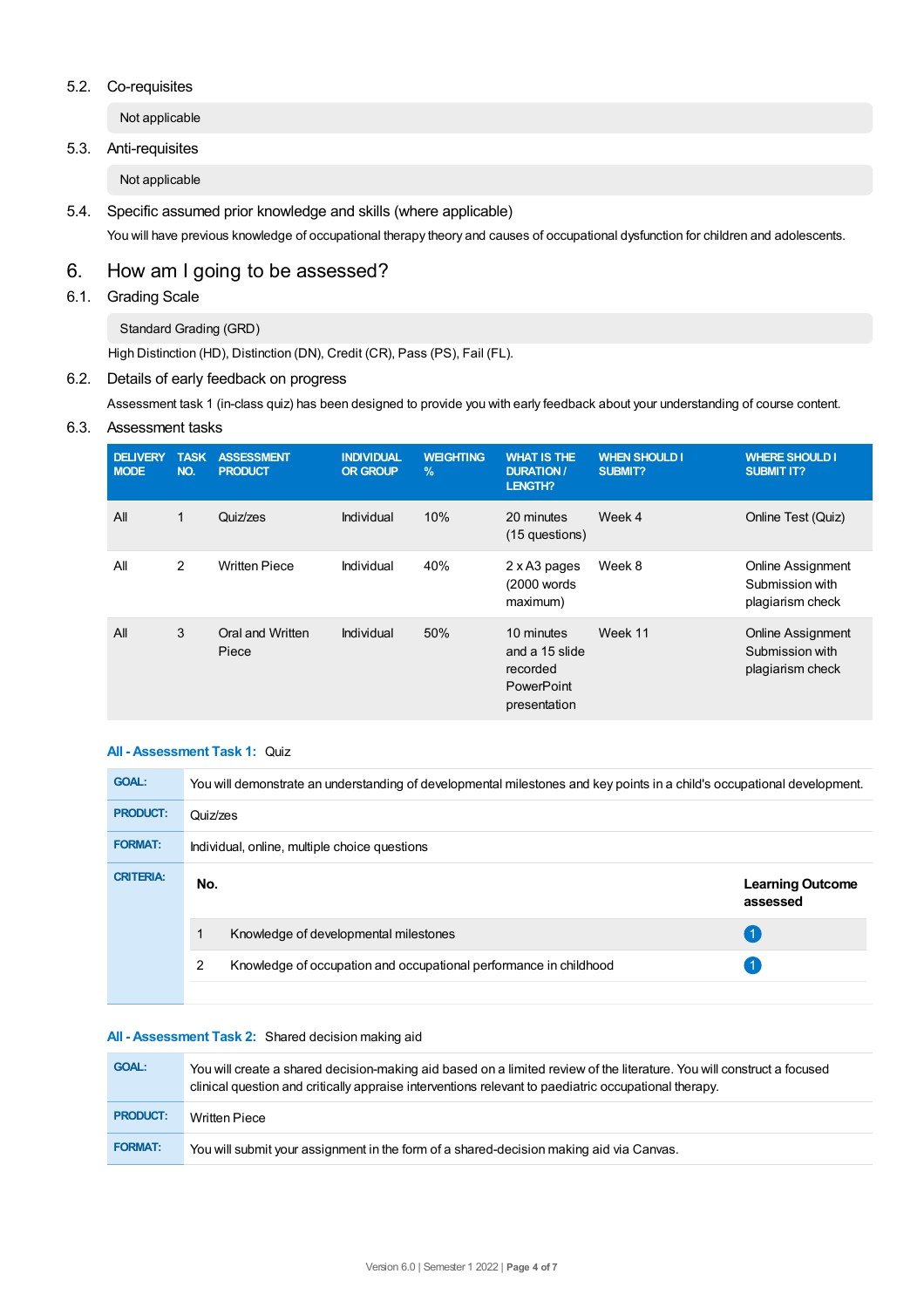### 5.2. Co-requisites

Not applicable

### 5.3. Anti-requisites

Not applicable

### 5.4. Specific assumed prior knowledge and skills (where applicable)

You will have previous knowledge of occupational therapy theory and causes of occupational dysfunction for children and adolescents.

## 6. How am I going to be assessed?

### 6.1. Grading Scale

Standard Grading (GRD)

High Distinction (HD), Distinction (DN), Credit (CR), Pass (PS), Fail (FL).

### 6.2. Details of early feedback on progress

Assessment task 1 (in-class quiz) has been designed to provide you with early feedback about your understanding of course content.

### 6.3. Assessment tasks

| DELIVERY MODE | TASK NO. | ASSESSMENT PRODUCT | INDIVIDUAL OR GROUP | WEIGHTING % | WHAT IS THE DURATION / LENGTH? | WHEN SHOULD I SUBMIT? | WHERE SHOULD I SUBMIT IT? |
|---|---|---|---|---|---|---|---|
| All | 1 | Quiz/zes | Individual | 10% | 20 minutes (15 questions) | Week 4 | Online Test (Quiz) |
| All | 2 | Written Piece | Individual | 40% | 2 x A3 pages (2000 words maximum) | Week 8 | Online Assignment Submission with plagiarism check |
| All | 3 | Oral and Written Piece | Individual | 50% | 10 minutes and a 15 slide recorded PowerPoint presentation | Week 11 | Online Assignment Submission with plagiarism check |

**All - Assessment Task 1:** Quiz

| | |
|---|---|
| **GOAL:** | You will demonstrate an understanding of developmental milestones and key points in a child's occupational development. |
| **PRODUCT:** | Quiz/zes |
| **FORMAT:** | Individual, online, multiple choice questions |

**CRITERIA:**

| No. | | Learning Outcome assessed |
|---|---|---|
| 1 | Knowledge of developmental milestones | 1 |
| 2 | Knowledge of occupation and occupational performance in childhood | 1 |

**All - Assessment Task 2:** Shared decision making aid

| | |
|---|---|
| **GOAL:** | You will create a shared decision-making aid based on a limited review of the literature. You will construct a focused clinical question and critically appraise interventions relevant to paediatric occupational therapy. |
| **PRODUCT:** | Written Piece |
| **FORMAT:** | You will submit your assignment in the form of a shared-decision making aid via Canvas. |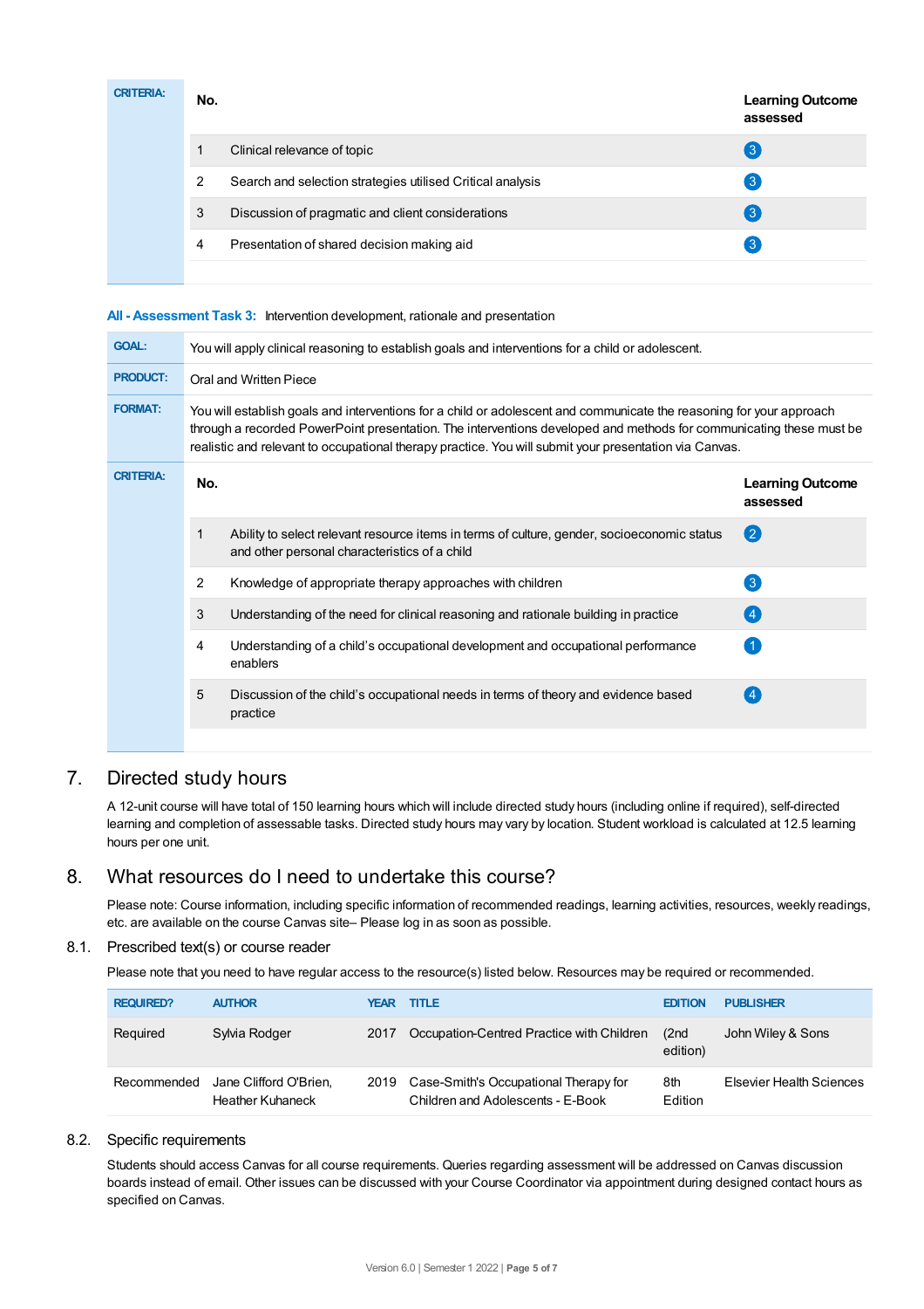| CRITERIA: | No. | | Learning Outcome assessed |
|---|---|---|---|
| | 1 | Clinical relevance of topic | 3 |
| | 2 | Search and selection strategies utilised Critical analysis | 3 |
| | 3 | Discussion of pragmatic and client considerations | 3 |
| | 4 | Presentation of shared decision making aid | 3 |

**All - Assessment Task 3:** Intervention development, rationale and presentation

| | |
|---|---|
| **GOAL:** | You will apply clinical reasoning to establish goals and interventions for a child or adolescent. |
| **PRODUCT:** | Oral and Written Piece |
| **FORMAT:** | You will establish goals and interventions for a child or adolescent and communicate the reasoning for your approach through a recorded PowerPoint presentation. The interventions developed and methods for communicating these must be realistic and relevant to occupational therapy practice. You will submit your presentation via Canvas. |

| CRITERIA: | No. | | Learning Outcome assessed |
|---|---|---|---|
| | 1 | Ability to select relevant resource items in terms of culture, gender, socioeconomic status and other personal characteristics of a child | 2 |
| | 2 | Knowledge of appropriate therapy approaches with children | 3 |
| | 3 | Understanding of the need for clinical reasoning and rationale building in practice | 4 |
| | 4 | Understanding of a child's occupational development and occupational performance enablers | 1 |
| | 5 | Discussion of the child's occupational needs in terms of theory and evidence based practice | 4 |

## 7. Directed study hours

A 12-unit course will have total of 150 learning hours which will include directed study hours (including online if required), self-directed learning and completion of assessable tasks. Directed study hours may vary by location. Student workload is calculated at 12.5 learning hours per one unit.

## 8. What resources do I need to undertake this course?

Please note: Course information, including specific information of recommended readings, learning activities, resources, weekly readings, etc. are available on the course Canvas site– Please log in as soon as possible.

### 8.1. Prescribed text(s) or course reader

Please note that you need to have regular access to the resource(s) listed below. Resources may be required or recommended.

| REQUIRED? | AUTHOR | YEAR | TITLE | EDITION | PUBLISHER |
|---|---|---|---|---|---|
| Required | Sylvia Rodger | 2017 | Occupation-Centred Practice with Children | (2nd edition) | John Wiley & Sons |
| Recommended | Jane Clifford O'Brien, Heather Kuhaneck | 2019 | Case-Smith's Occupational Therapy for Children and Adolescents - E-Book | 8th Edition | Elsevier Health Sciences |

### 8.2. Specific requirements

Students should access Canvas for all course requirements. Queries regarding assessment will be addressed on Canvas discussion boards instead of email. Other issues can be discussed with your Course Coordinator via appointment during designed contact hours as specified on Canvas.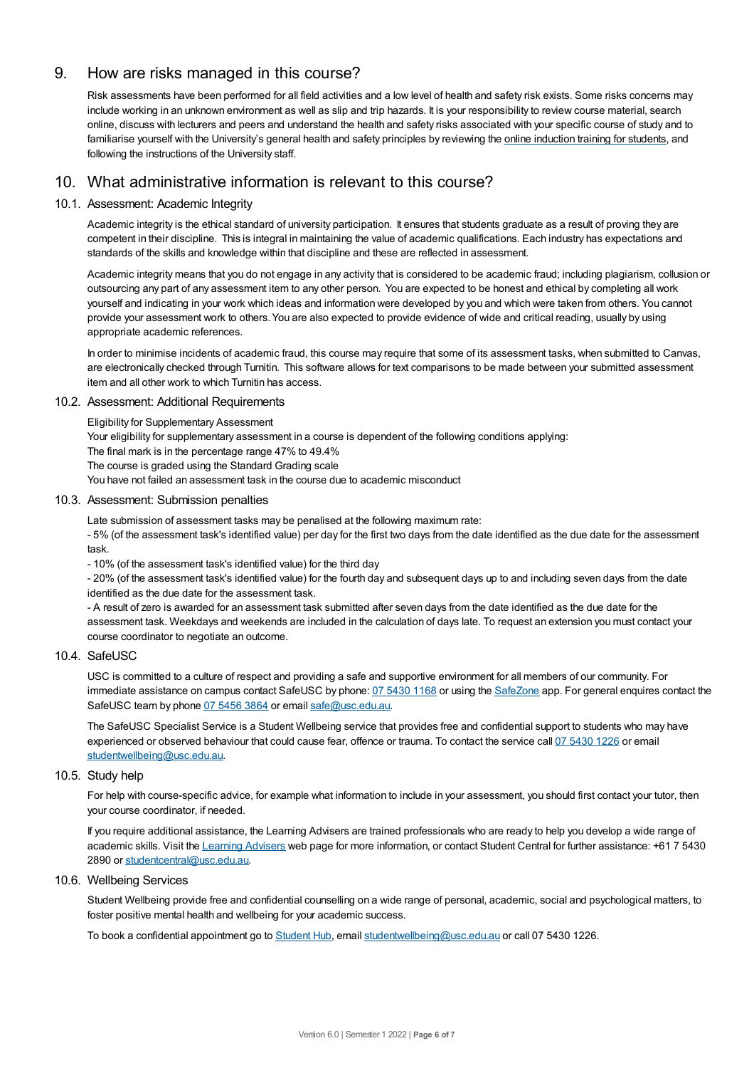## 9. How are risks managed in this course?

Risk assessments have been performed for all field activities and a low level of health and safety risk exists. Some risks concerns may include working in an unknown environment as well as slip and trip hazards. It is your responsibility to review course material, search online, discuss with lecturers and peers and understand the health and safety risks associated with your specific course of study and to familiarise yourself with the University's general health and safety principles by reviewing the online induction training for students, and following the instructions of the University staff.

## 10. What administrative information is relevant to this course?

### 10.1. Assessment: Academic Integrity

Academic integrity is the ethical standard of university participation. It ensures that students graduate as a result of proving they are competent in their discipline. This is integral in maintaining the value of academic qualifications. Each industry has expectations and standards of the skills and knowledge within that discipline and these are reflected in assessment.

Academic integrity means that you do not engage in any activity that is considered to be academic fraud; including plagiarism, collusion or outsourcing any part of any assessment item to any other person. You are expected to be honest and ethical by completing all work yourself and indicating in your work which ideas and information were developed by you and which were taken from others. You cannot provide your assessment work to others. You are also expected to provide evidence of wide and critical reading, usually by using appropriate academic references.

In order to minimise incidents of academic fraud, this course may require that some of its assessment tasks, when submitted to Canvas, are electronically checked through Turnitin. This software allows for text comparisons to be made between your submitted assessment item and all other work to which Turnitin has access.

### 10.2. Assessment: Additional Requirements

Eligibility for Supplementary Assessment

Your eligibility for supplementary assessment in a course is dependent of the following conditions applying:

The final mark is in the percentage range 47% to 49.4%

The course is graded using the Standard Grading scale

You have not failed an assessment task in the course due to academic misconduct

### 10.3. Assessment: Submission penalties

Late submission of assessment tasks may be penalised at the following maximum rate:

- 5% (of the assessment task's identified value) per day for the first two days from the date identified as the due date for the assessment task.
- 10% (of the assessment task's identified value) for the third day
- 20% (of the assessment task's identified value) for the fourth day and subsequent days up to and including seven days from the date identified as the due date for the assessment task.
- A result of zero is awarded for an assessment task submitted after seven days from the date identified as the due date for the assessment task. Weekdays and weekends are included in the calculation of days late. To request an extension you must contact your course coordinator to negotiate an outcome.

### 10.4. SafeUSC

USC is committed to a culture of respect and providing a safe and supportive environment for all members of our community. For immediate assistance on campus contact SafeUSC by phone: 07 5430 1168 or using the SafeZone app. For general enquires contact the SafeUSC team by phone 07 5456 3864 or email safe@usc.edu.au.

The SafeUSC Specialist Service is a Student Wellbeing service that provides free and confidential support to students who may have experienced or observed behaviour that could cause fear, offence or trauma. To contact the service call 07 5430 1226 or email studentwellbeing@usc.edu.au.

### 10.5. Study help

For help with course-specific advice, for example what information to include in your assessment, you should first contact your tutor, then your course coordinator, if needed.

If you require additional assistance, the Learning Advisers are trained professionals who are ready to help you develop a wide range of academic skills. Visit the Learning Advisers web page for more information, or contact Student Central for further assistance: +61 7 5430 2890 or studentcentral@usc.edu.au.

### 10.6. Wellbeing Services

Student Wellbeing provide free and confidential counselling on a wide range of personal, academic, social and psychological matters, to foster positive mental health and wellbeing for your academic success.

To book a confidential appointment go to Student Hub, email studentwellbeing@usc.edu.au or call 07 5430 1226.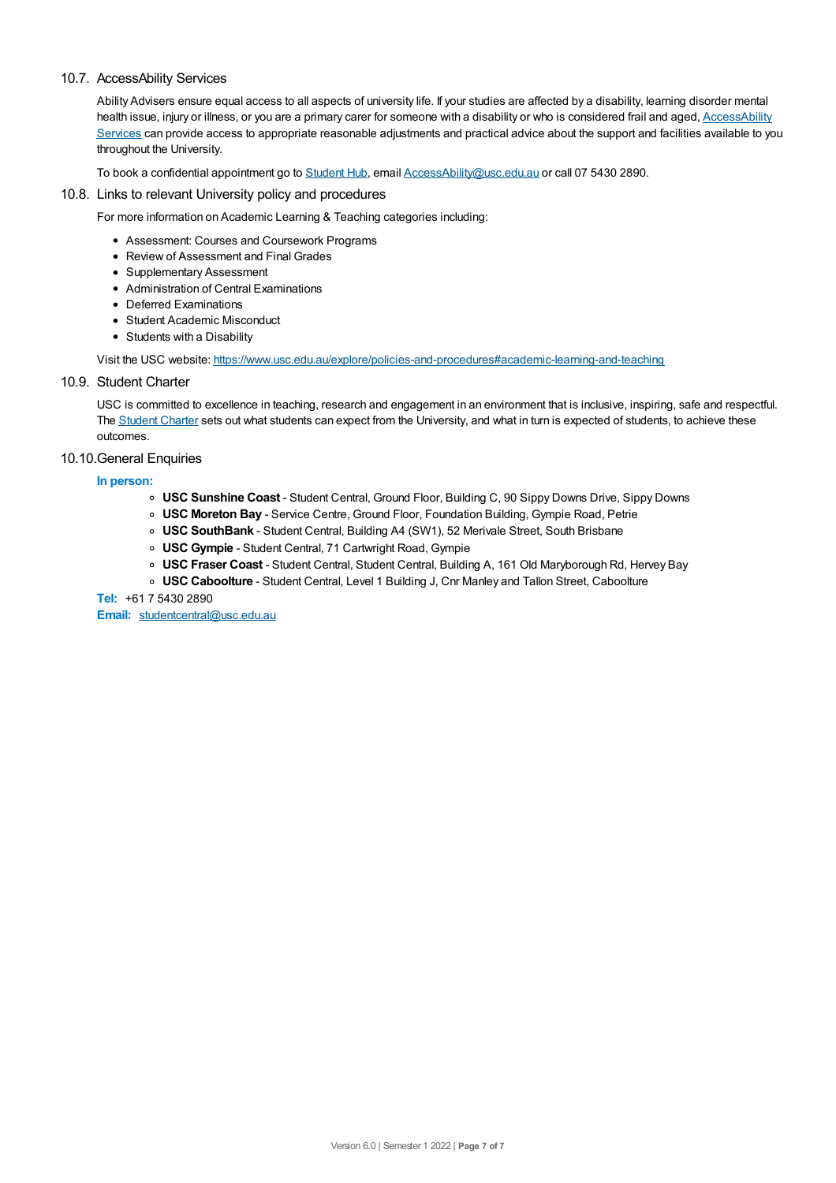## 10.7. AccessAbility Services

Ability Advisers ensure equal access to all aspects of university life. If your studies are affected by a disability, learning disorder mental health issue, injury or illness, or you are a primary carer for someone with a disability or who is considered frail and aged, AccessAbility Services can provide access to appropriate reasonable adjustments and practical advice about the support and facilities available to you throughout the University.

To book a confidential appointment go to Student Hub, email AccessAbility@usc.edu.au or call 07 5430 2890.

## 10.8. Links to relevant University policy and procedures

For more information on Academic Learning & Teaching categories including:

- Assessment: Courses and Coursework Programs
- Review of Assessment and Final Grades
- Supplementary Assessment
- Administration of Central Examinations
- Deferred Examinations
- Student Academic Misconduct
- Students with a Disability

Visit the USC website: https://www.usc.edu.au/explore/policies-and-procedures#academic-learning-and-teaching

## 10.9. Student Charter

USC is committed to excellence in teaching, research and engagement in an environment that is inclusive, inspiring, safe and respectful. The Student Charter sets out what students can expect from the University, and what in turn is expected of students, to achieve these outcomes.

## 10.10. General Enquiries

**In person:**

- **USC Sunshine Coast** - Student Central, Ground Floor, Building C, 90 Sippy Downs Drive, Sippy Downs
- **USC Moreton Bay** - Service Centre, Ground Floor, Foundation Building, Gympie Road, Petrie
- **USC SouthBank** - Student Central, Building A4 (SW1), 52 Merivale Street, South Brisbane
- **USC Gympie** - Student Central, 71 Cartwright Road, Gympie
- **USC Fraser Coast** - Student Central, Student Central, Building A, 161 Old Maryborough Rd, Hervey Bay
- **USC Caboolture** - Student Central, Level 1 Building J, Cnr Manley and Tallon Street, Caboolture

**Tel:** +61 7 5430 2890

**Email:** studentcentral@usc.edu.au